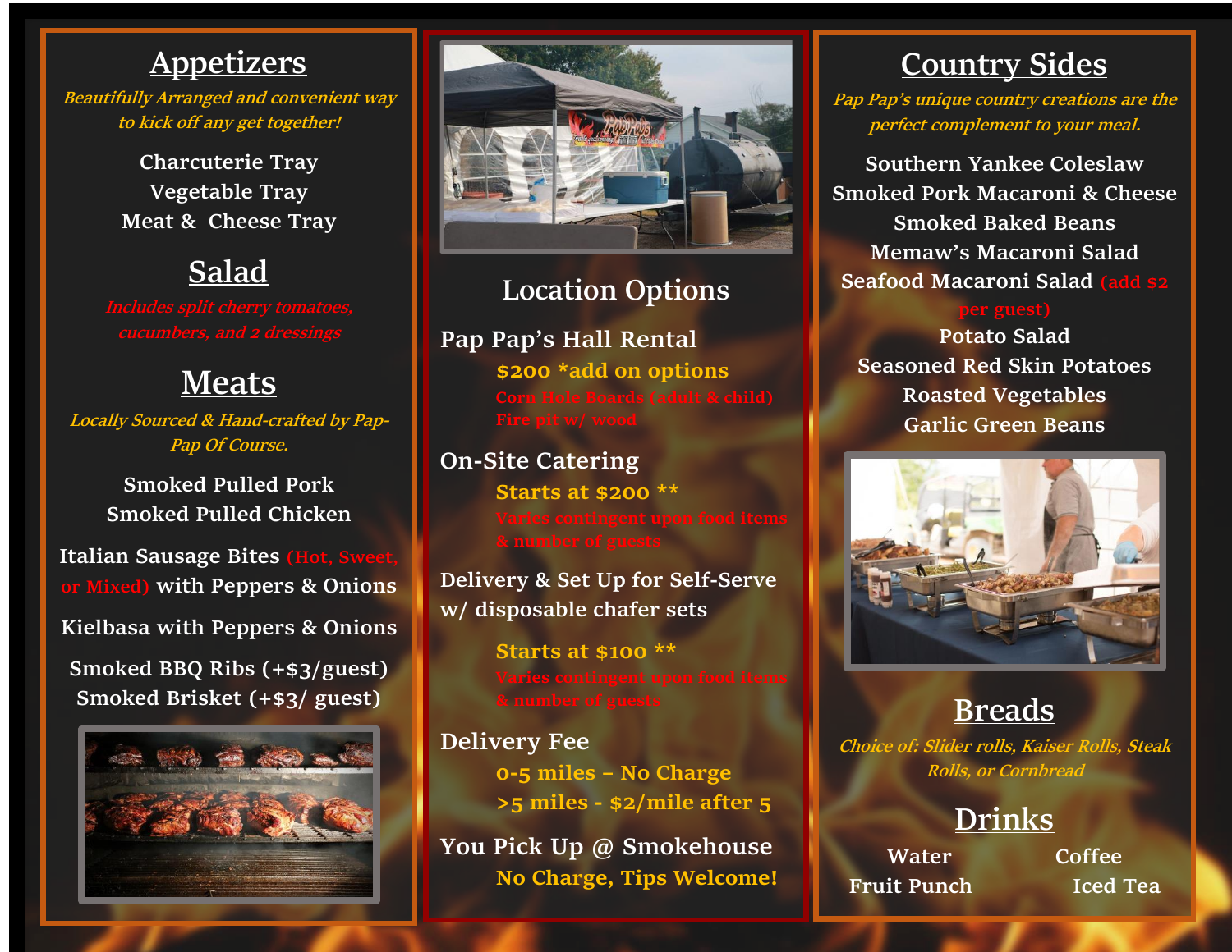## Appetizers

*Beautifully Arranged and convenient way to kick off any get together!*

Charcuterie Tray
Vegetable Tray
Meat & Cheese Tray

## Salad

*Includes split cherry tomatoes, cucumbers, and 2 dressings*

## Meats

*Locally Sourced & Hand-crafted by Pap-Pap Of Course.*

Smoked Pulled Pork
Smoked Pulled Chicken

Italian Sausage Bites (Hot, Sweet, or Mixed) with Peppers & Onions

Kielbasa with Peppers & Onions

Smoked BBQ Ribs (+$3/guest)
Smoked Brisket (+$3/ guest)

## Location Options

### Pap Pap's Hall Rental

**$200 *add on options**

Corn Hole Boards (adult & child)
Fire pit w/ wood

### On-Site Catering

**Starts at $200 ****

Varies contingent upon food items & number of guests

### Delivery & Set Up for Self-Serve w/ disposable chafer sets

**Starts at $100 ****

Varies contingent upon food items & number of guests

### Delivery Fee

**0-5 miles – No Charge**
**>5 miles - $2/mile after 5**

### You Pick Up @ Smokehouse

**No Charge, Tips Welcome!**

## Country Sides

*Pap Pap's unique country creations are the perfect complement to your meal.*

Southern Yankee Coleslaw
Smoked Pork Macaroni & Cheese
Smoked Baked Beans
Memaw's Macaroni Salad
Seafood Macaroni Salad (add $2 per guest)
Potato Salad
Seasoned Red Skin Potatoes
Roasted Vegetables
Garlic Green Beans

## Breads

*Choice of: Slider rolls, Kaiser Rolls, Steak Rolls, or Cornbread*

## Drinks

Water
Coffee
Fruit Punch
Iced Tea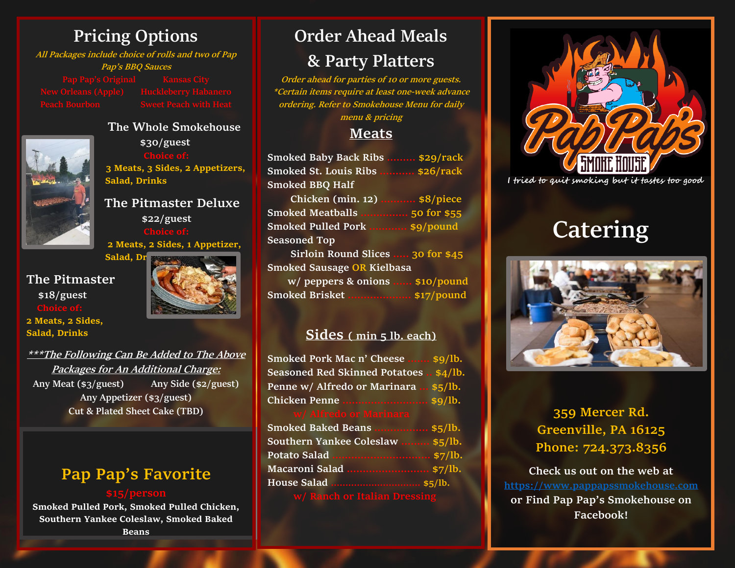## Pricing Options

*All Packages include choice of rolls and two of Pap Pap's BBQ Sauces*

Pap Pap's Original
Kansas City
New Orleans (Apple)
Huckleberry Habanero
Peach Bourbon
Sweet Peach with Heat

### The Whole Smokehouse

$30/guest

Choice of:

**3 Meats, 3 Sides, 2 Appetizers, Salad, Drinks**

### The Pitmaster Deluxe

$22/guest

Choice of:

**2 Meats, 2 Sides, 1 Appetizer, Salad, Drinks**

### The Pitmaster

$18/guest

Choice of:

**2 Meats, 2 Sides, Salad, Drinks**

***\*\*\*The Following Can Be Added to The Above Packages for An Additional Charge:***

Any Meat ($3/guest)
Any Side ($2/guest)
Any Appetizer ($3/guest)
Cut & Plated Sheet Cake (TBD)

### Pap Pap's Favorite

$15/person

**Smoked Pulled Pork, Smoked Pulled Chicken, Southern Yankee Coleslaw, Smoked Baked Beans**

## Order Ahead Meals & Party Platters

*Order ahead for parties of 10 or more guests. \*Certain items require at least one-week advance ordering. Refer to Smokehouse Menu for daily menu & pricing*

### Meats

Smoked Baby Back Ribs ......... $29/rack
Smoked St. Louis Ribs ........... $26/rack
Smoked BBQ Half Chicken (min. 12) ........... $8/piece
Smoked Meatballs ............... 50 for $55
Smoked Pulled Pork ............ $9/pound
Seasoned Top Sirloin Round Slices ..... 30 for $45
Smoked Sausage OR Kielbasa w/ peppers & onions ...... $10/pound
Smoked Brisket ..................... $17/pound

### Sides ( min 5 lb. each)

Smoked Pork Mac n' Cheese ....... $9/lb.
Seasoned Red Skinned Potatoes .. $4/lb.
Penne w/ Alfredo or Marinara ... $5/lb.
Chicken Penne ........................... $9/lb.
w/ Alfredo or Marinara
Smoked Baked Beans ................. $5/lb.
Southern Yankee Coleslaw ......... $5/lb.
Potato Salad ................................ $7/lb.
Macaroni Salad ........................... $7/lb.
House Salad ................................ $5/lb.
w/ Ranch or Italian Dressing

Pap Pap's Smoke House

*I tried to quit smoking but it tastes too good*

## Catering

359 Mercer Rd.
Greenville, PA 16125
Phone: 724.373.8356

Check us out on the web at https://www.pappapssmokehouse.com or Find Pap Pap's Smokehouse on Facebook!